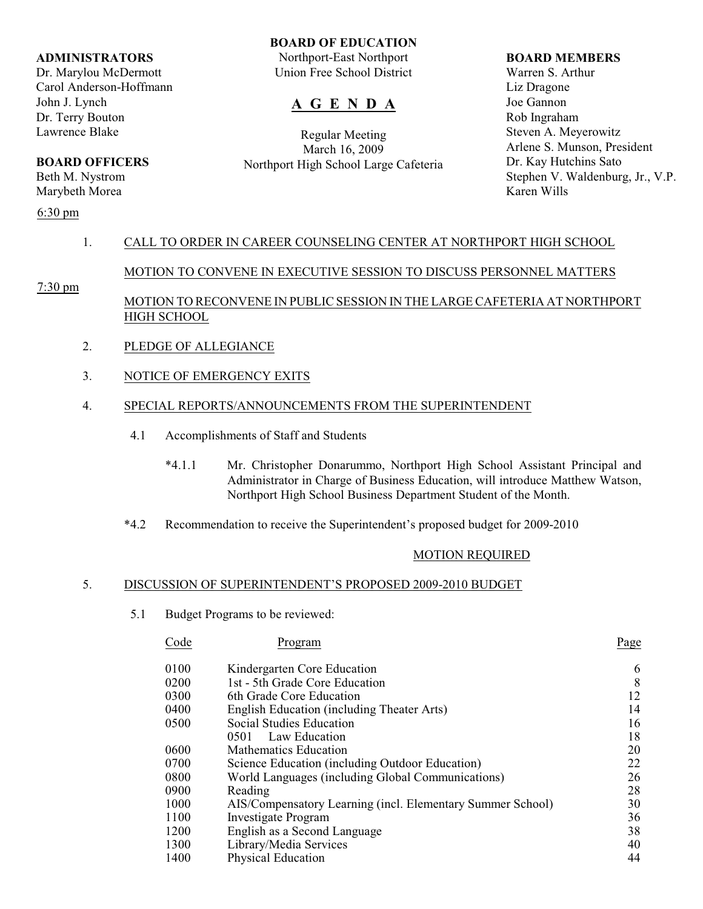**ADMINISTRATORS**
Dr. Marylou McDermott
Carol Anderson-Hoffmann
John J. Lynch
Dr. Terry Bouton
Lawrence Blake

**BOARD OFFICERS**
Beth M. Nystrom
Marybeth Morea

**BOARD OF EDUCATION**
Northport-East Northport
Union Free School District

# A G E N D A

Regular Meeting
March 16, 2009
Northport High School Large Cafeteria

**BOARD MEMBERS**
Warren S. Arthur
Liz Dragone
Joe Gannon
Rob Ingraham
Steven A. Meyerowitz
Arlene S. Munson, President
Dr. Kay Hutchins Sato
Stephen V. Waldenburg, Jr., V.P.
Karen Wills

6:30 pm

1. CALL TO ORDER IN CAREER COUNSELING CENTER AT NORTHPORT HIGH SCHOOL

   MOTION TO CONVENE IN EXECUTIVE SESSION TO DISCUSS PERSONNEL MATTERS

7:30 pm

   MOTION TO RECONVENE IN PUBLIC SESSION IN THE LARGE CAFETERIA AT NORTHPORT HIGH SCHOOL

2. PLEDGE OF ALLEGIANCE

3. NOTICE OF EMERGENCY EXITS

4. SPECIAL REPORTS/ANNOUNCEMENTS FROM THE SUPERINTENDENT

   4.1 Accomplishments of Staff and Students

   *4.1.1 Mr. Christopher Donarummo, Northport High School Assistant Principal and Administrator in Charge of Business Education, will introduce Matthew Watson, Northport High School Business Department Student of the Month.

   *4.2 Recommendation to receive the Superintendent's proposed budget for 2009-2010

   MOTION REQUIRED

5. DISCUSSION OF SUPERINTENDENT'S PROPOSED 2009-2010 BUDGET

   5.1 Budget Programs to be reviewed:

| Code | Program | Page |
|---|---|---|
| 0100 | Kindergarten Core Education | 6 |
| 0200 | 1st - 5th Grade Core Education | 8 |
| 0300 | 6th Grade Core Education | 12 |
| 0400 | English Education (including Theater Arts) | 14 |
| 0500 | Social Studies Education | 16 |
| | 0501 Law Education | 18 |
| 0600 | Mathematics Education | 20 |
| 0700 | Science Education (including Outdoor Education) | 22 |
| 0800 | World Languages (including Global Communications) | 26 |
| 0900 | Reading | 28 |
| 1000 | AIS/Compensatory Learning (incl. Elementary Summer School) | 30 |
| 1100 | Investigate Program | 36 |
| 1200 | English as a Second Language | 38 |
| 1300 | Library/Media Services | 40 |
| 1400 | Physical Education | 44 |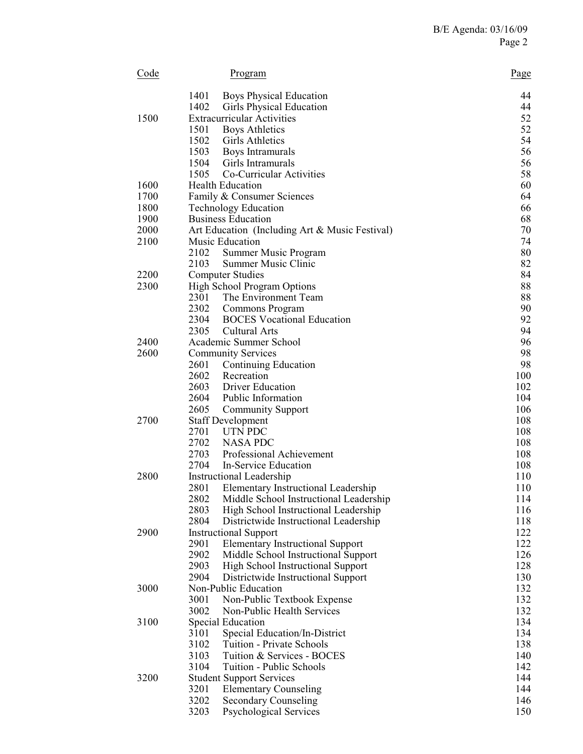| Code | Program | Page |
|---|---|---|
| | 1401 Boys Physical Education | 44 |
| | 1402 Girls Physical Education | 44 |
| 1500 | Extracurricular Activities | 52 |
| | 1501 Boys Athletics | 52 |
| | 1502 Girls Athletics | 54 |
| | 1503 Boys Intramurals | 56 |
| | 1504 Girls Intramurals | 56 |
| | 1505 Co-Curricular Activities | 58 |
| 1600 | Health Education | 60 |
| 1700 | Family & Consumer Sciences | 64 |
| 1800 | Technology Education | 66 |
| 1900 | Business Education | 68 |
| 2000 | Art Education (Including Art & Music Festival) | 70 |
| 2100 | Music Education | 74 |
| | 2102 Summer Music Program | 80 |
| | 2103 Summer Music Clinic | 82 |
| 2200 | Computer Studies | 84 |
| 2300 | High School Program Options | 88 |
| | 2301 The Environment Team | 88 |
| | 2302 Commons Program | 90 |
| | 2304 BOCES Vocational Education | 92 |
| | 2305 Cultural Arts | 94 |
| 2400 | Academic Summer School | 96 |
| 2600 | Community Services | 98 |
| | 2601 Continuing Education | 98 |
| | 2602 Recreation | 100 |
| | 2603 Driver Education | 102 |
| | 2604 Public Information | 104 |
| | 2605 Community Support | 106 |
| 2700 | Staff Development | 108 |
| | 2701 UTN PDC | 108 |
| | 2702 NASA PDC | 108 |
| | 2703 Professional Achievement | 108 |
| | 2704 In-Service Education | 108 |
| 2800 | Instructional Leadership | 110 |
| | 2801 Elementary Instructional Leadership | 110 |
| | 2802 Middle School Instructional Leadership | 114 |
| | 2803 High School Instructional Leadership | 116 |
| | 2804 Districtwide Instructional Leadership | 118 |
| 2900 | Instructional Support | 122 |
| | 2901 Elementary Instructional Support | 122 |
| | 2902 Middle School Instructional Support | 126 |
| | 2903 High School Instructional Support | 128 |
| | 2904 Districtwide Instructional Support | 130 |
| 3000 | Non-Public Education | 132 |
| | 3001 Non-Public Textbook Expense | 132 |
| | 3002 Non-Public Health Services | 132 |
| 3100 | Special Education | 134 |
| | 3101 Special Education/In-District | 134 |
| | 3102 Tuition - Private Schools | 138 |
| | 3103 Tuition & Services - BOCES | 140 |
| | 3104 Tuition - Public Schools | 142 |
| 3200 | Student Support Services | 144 |
| | 3201 Elementary Counseling | 144 |
| | 3202 Secondary Counseling | 146 |
| | 3203 Psychological Services | 150 |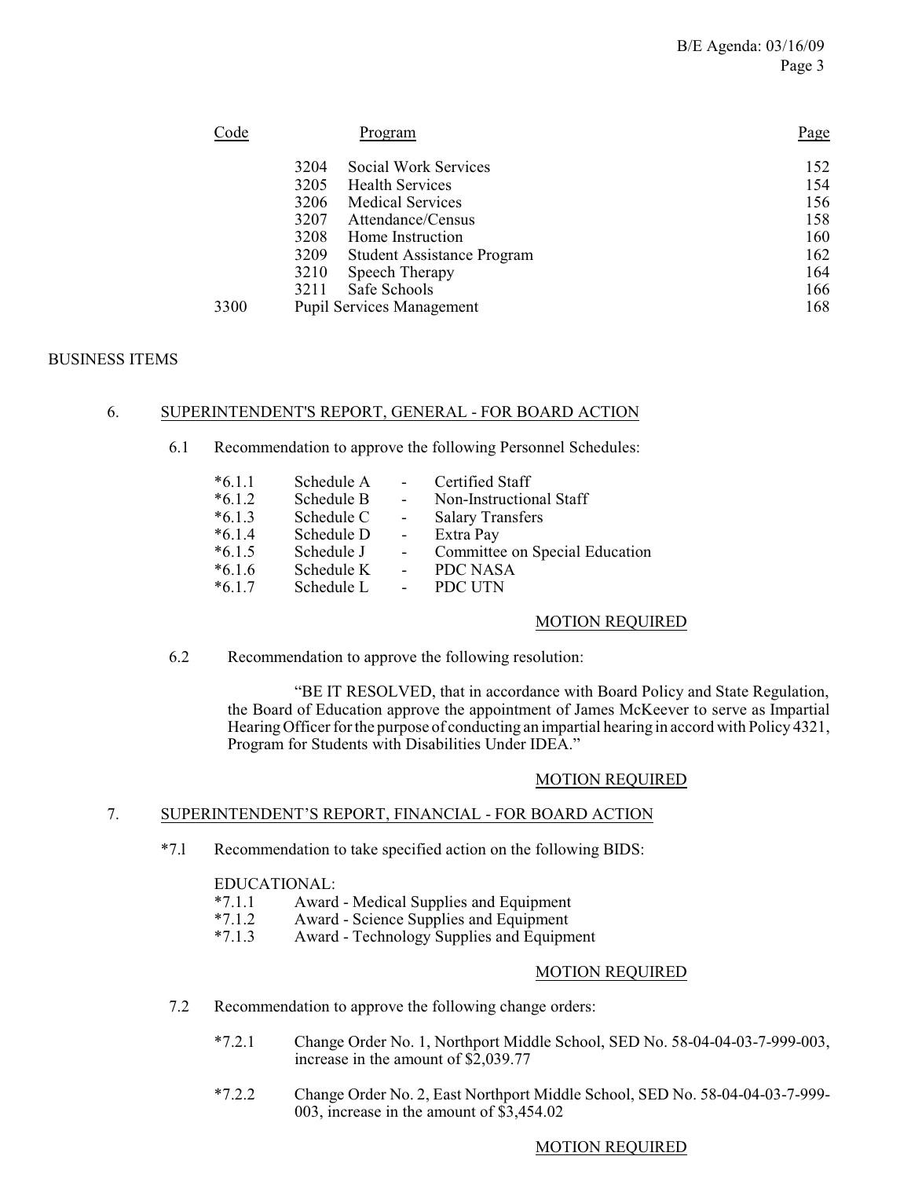| Code | Program | Page |
|---|---|---|
| 3204 | Social Work Services | 152 |
| 3205 | Health Services | 154 |
| 3206 | Medical Services | 156 |
| 3207 | Attendance/Census | 158 |
| 3208 | Home Instruction | 160 |
| 3209 | Student Assistance Program | 162 |
| 3210 | Speech Therapy | 164 |
| 3211 | Safe Schools | 166 |
| 3300 | Pupil Services Management | 168 |

BUSINESS ITEMS

6. SUPERINTENDENT'S REPORT, GENERAL - FOR BOARD ACTION

6.1 Recommendation to approve the following Personnel Schedules:

*6.1.1 Schedule A - Certified Staff
*6.1.2 Schedule B - Non-Instructional Staff
*6.1.3 Schedule C - Salary Transfers
*6.1.4 Schedule D - Extra Pay
*6.1.5 Schedule J - Committee on Special Education
*6.1.6 Schedule K - PDC NASA
*6.1.7 Schedule L - PDC UTN

MOTION REQUIRED

6.2 Recommendation to approve the following resolution:

"BE IT RESOLVED, that in accordance with Board Policy and State Regulation, the Board of Education approve the appointment of James McKeever to serve as Impartial Hearing Officer for the purpose of conducting an impartial hearing in accord with Policy 4321, Program for Students with Disabilities Under IDEA."

MOTION REQUIRED

7. SUPERINTENDENT'S REPORT, FINANCIAL - FOR BOARD ACTION

*7.1 Recommendation to take specified action on the following BIDS:

EDUCATIONAL:
*7.1.1 Award - Medical Supplies and Equipment
*7.1.2 Award - Science Supplies and Equipment
*7.1.3 Award - Technology Supplies and Equipment

MOTION REQUIRED

7.2 Recommendation to approve the following change orders:

*7.2.1 Change Order No. 1, Northport Middle School, SED No. 58-04-04-03-7-999-003, increase in the amount of $2,039.77

*7.2.2 Change Order No. 2, East Northport Middle School, SED No. 58-04-04-03-7-999-003, increase in the amount of $3,454.02

MOTION REQUIRED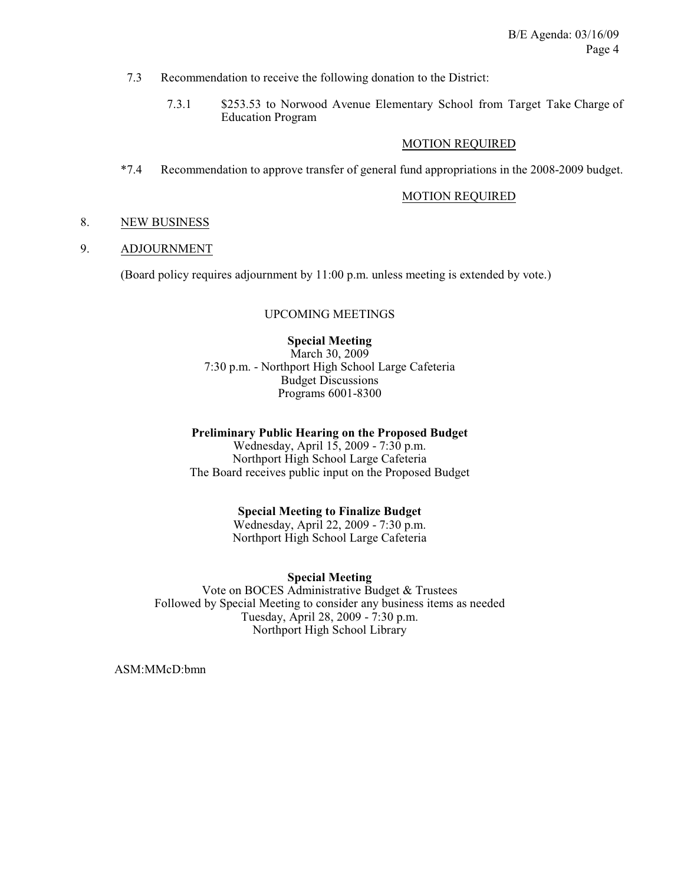7.3 Recommendation to receive the following donation to the District:

7.3.1 $253.53 to Norwood Avenue Elementary School from Target Take Charge of Education Program

MOTION REQUIRED

*7.4 Recommendation to approve transfer of general fund appropriations in the 2008-2009 budget.

MOTION REQUIRED

8. NEW BUSINESS

9. ADJOURNMENT

(Board policy requires adjournment by 11:00 p.m. unless meeting is extended by vote.)

UPCOMING MEETINGS

**Special Meeting**
March 30, 2009
7:30 p.m. - Northport High School Large Cafeteria
Budget Discussions
Programs 6001-8300

**Preliminary Public Hearing on the Proposed Budget**
Wednesday, April 15, 2009 - 7:30 p.m.
Northport High School Large Cafeteria
The Board receives public input on the Proposed Budget

**Special Meeting to Finalize Budget**
Wednesday, April 22, 2009 - 7:30 p.m.
Northport High School Large Cafeteria

**Special Meeting**
Vote on BOCES Administrative Budget & Trustees
Followed by Special Meeting to consider any business items as needed
Tuesday, April 28, 2009 - 7:30 p.m.
Northport High School Library

ASM:MMcD:bmn